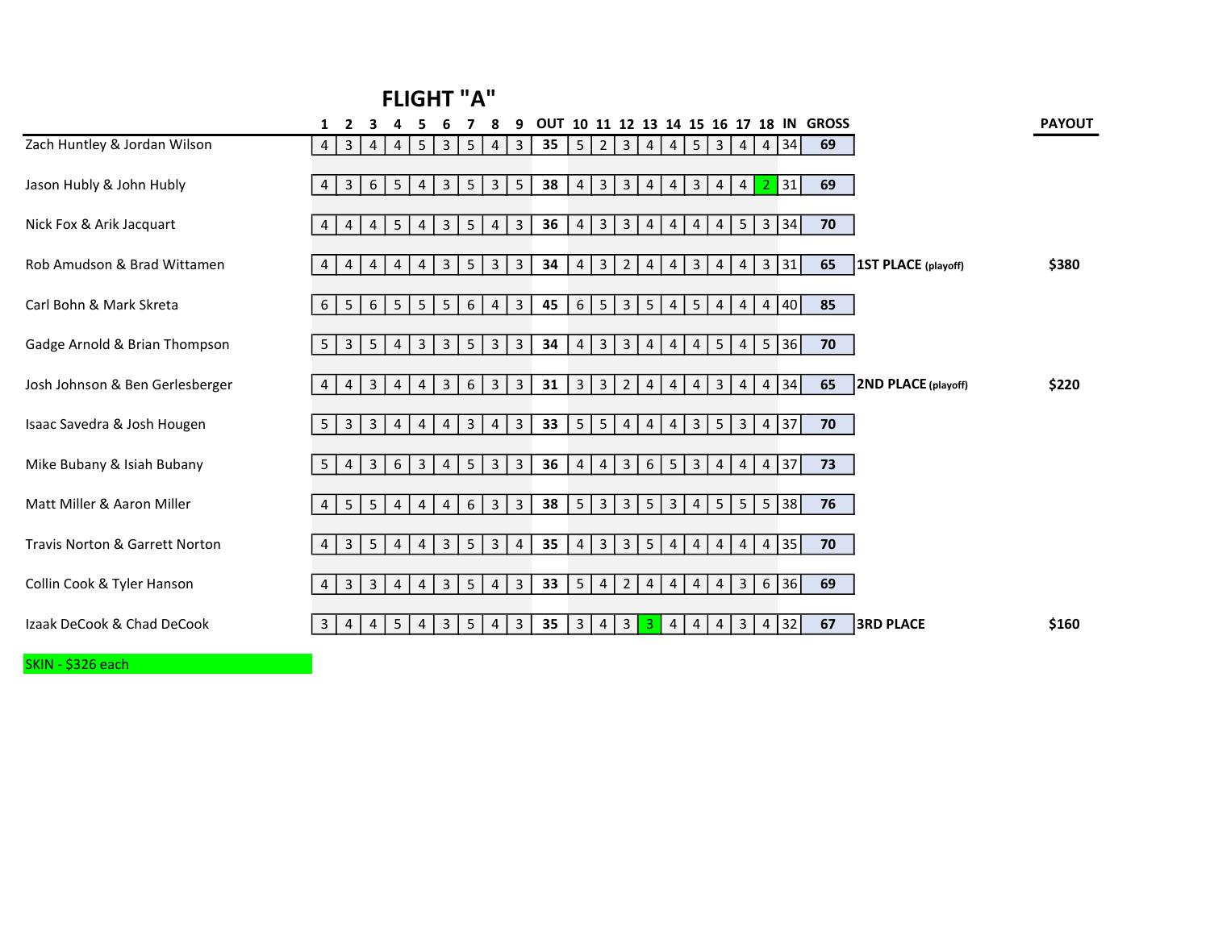# FLIGHT "A"

| Team | 1 | 2 | 3 | 4 | 5 | 6 | 7 | 8 | 9 | OUT | 10 | 11 | 12 | 13 | 14 | 15 | 16 | 17 | 18 | IN | GROSS | | PAYOUT |
|---|---|---|---|---|---|---|---|---|---|---|---|---|---|---|---|---|---|---|---|---|---|---|---|
| Zach Huntley & Jordan Wilson | 4 | 3 | 4 | 4 | 5 | 3 | 5 | 4 | 3 | **35** | 5 | 2 | 3 | 4 | 4 | 5 | 3 | 4 | 4 | 34 | **69** | | |
| Jason Hubly & John Hubly | 4 | 3 | 6 | 5 | 4 | 3 | 5 | 3 | 5 | **38** | 4 | 3 | 3 | 4 | 4 | 3 | 4 | 4 | 2 | 31 | **69** | | |
| Nick Fox & Arik Jacquart | 4 | 4 | 4 | 5 | 4 | 3 | 5 | 4 | 3 | **36** | 4 | 3 | 3 | 4 | 4 | 4 | 4 | 5 | 3 | 34 | **70** | | |
| Rob Amudson & Brad Wittamen | 4 | 4 | 4 | 4 | 4 | 3 | 5 | 3 | 3 | **34** | 4 | 3 | 2 | 4 | 4 | 3 | 4 | 4 | 3 | 31 | **65** | **1ST PLACE** (playoff) | **$380** |
| Carl Bohn & Mark Skreta | 6 | 5 | 6 | 5 | 5 | 5 | 6 | 4 | 3 | **45** | 6 | 5 | 3 | 5 | 4 | 5 | 4 | 4 | 4 | 40 | **85** | | |
| Gadge Arnold & Brian Thompson | 5 | 3 | 5 | 4 | 3 | 3 | 5 | 3 | 3 | **34** | 4 | 3 | 3 | 4 | 4 | 4 | 5 | 4 | 5 | 36 | **70** | | |
| Josh Johnson & Ben Gerlesberger | 4 | 4 | 3 | 4 | 4 | 3 | 6 | 3 | 3 | **31** | 3 | 3 | 2 | 4 | 4 | 4 | 3 | 4 | 4 | 34 | **65** | **2ND PLACE** (playoff) | **$220** |
| Isaac Savedra & Josh Hougen | 5 | 3 | 3 | 4 | 4 | 4 | 3 | 4 | 3 | **33** | 5 | 5 | 4 | 4 | 4 | 3 | 5 | 3 | 4 | 37 | **70** | | |
| Mike Bubany & Isiah Bubany | 5 | 4 | 3 | 6 | 3 | 4 | 5 | 3 | 3 | **36** | 4 | 4 | 3 | 6 | 5 | 3 | 4 | 4 | 4 | 37 | **73** | | |
| Matt Miller & Aaron Miller | 4 | 5 | 5 | 4 | 4 | 4 | 6 | 3 | 3 | **38** | 5 | 3 | 3 | 5 | 3 | 4 | 5 | 5 | 5 | 38 | **76** | | |
| Travis Norton & Garrett Norton | 4 | 3 | 5 | 4 | 4 | 3 | 5 | 3 | 4 | **35** | 4 | 3 | 3 | 5 | 4 | 4 | 4 | 4 | 4 | 35 | **70** | | |
| Collin Cook & Tyler Hanson | 4 | 3 | 3 | 4 | 4 | 3 | 5 | 4 | 3 | **33** | 5 | 4 | 2 | 4 | 4 | 4 | 4 | 3 | 6 | 36 | **69** | | |
| Izaak DeCook & Chad DeCook | 3 | 4 | 4 | 5 | 4 | 3 | 5 | 4 | 3 | **35** | 3 | 4 | 3 | 3 | 4 | 4 | 4 | 3 | 4 | 32 | **67** | **3RD PLACE** | **$160** |

SKIN - $326 each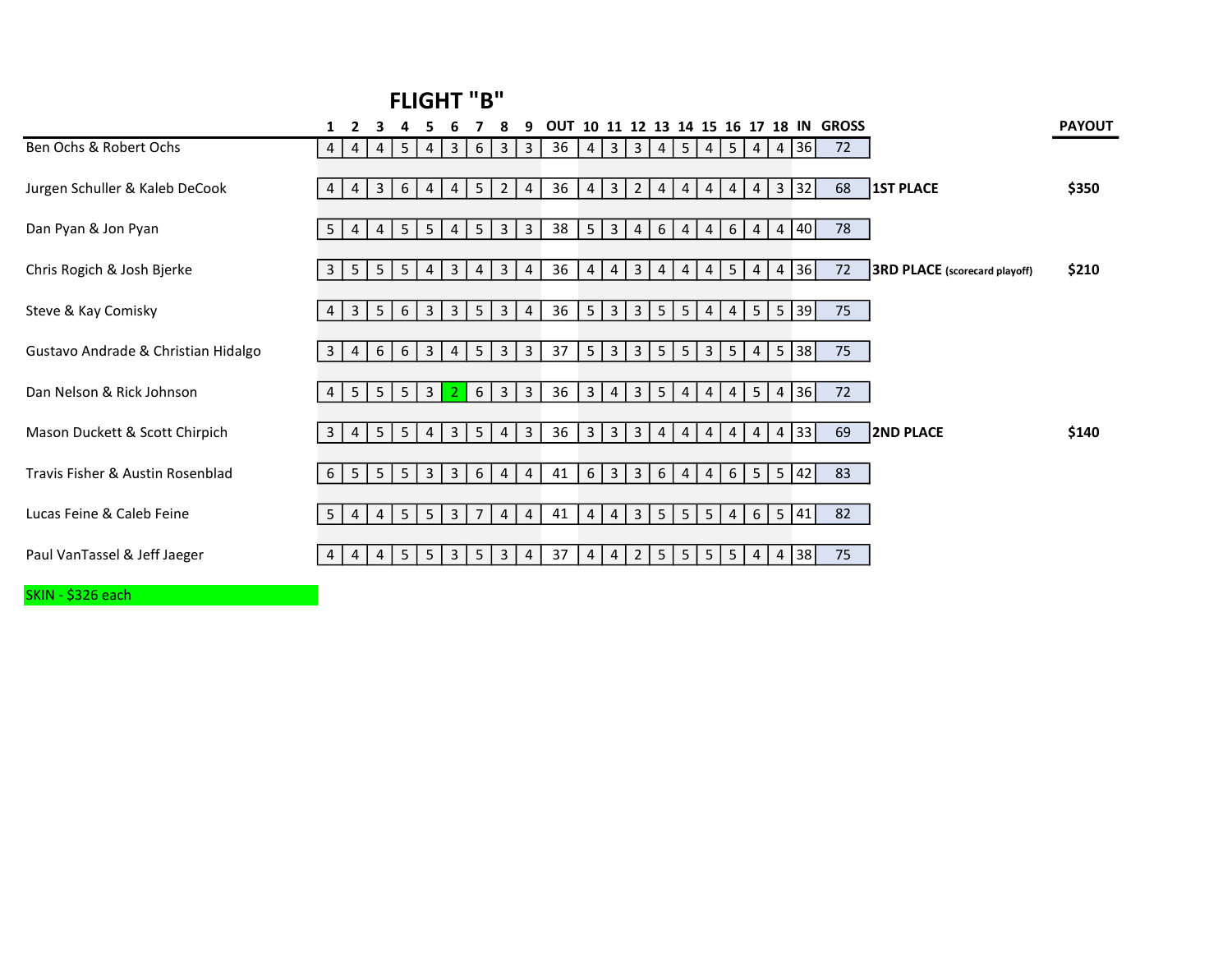# FLIGHT "B"

| | 1 | 2 | 3 | 4 | 5 | 6 | 7 | 8 | 9 | OUT | 10 | 11 | 12 | 13 | 14 | 15 | 16 | 17 | 18 | IN | GROSS | | PAYOUT |
|---|---|---|---|---|---|---|---|---|---|---|---|---|---|---|---|---|---|---|---|---|---|---|---|
| Ben Ochs & Robert Ochs | 4 | 4 | 4 | 5 | 4 | 3 | 6 | 3 | 3 | 36 | 4 | 3 | 3 | 4 | 5 | 4 | 5 | 4 | 4 | 36 | 72 | | |
| Jurgen Schuller & Kaleb DeCook | 4 | 4 | 3 | 6 | 4 | 4 | 5 | 2 | 4 | 36 | 4 | 3 | 2 | 4 | 4 | 4 | 4 | 4 | 3 | 32 | 68 | **1ST PLACE** | **$350** |
| Dan Pyan & Jon Pyan | 5 | 4 | 4 | 5 | 5 | 4 | 5 | 3 | 3 | 38 | 5 | 3 | 4 | 6 | 4 | 4 | 6 | 4 | 4 | 40 | 78 | | |
| Chris Rogich & Josh Bjerke | 3 | 5 | 5 | 5 | 4 | 3 | 4 | 3 | 4 | 36 | 4 | 4 | 3 | 4 | 4 | 4 | 5 | 4 | 4 | 36 | 72 | **3RD PLACE (scorecard playoff)** | **$210** |
| Steve & Kay Comisky | 4 | 3 | 5 | 6 | 3 | 3 | 5 | 3 | 4 | 36 | 5 | 3 | 3 | 5 | 5 | 4 | 4 | 5 | 5 | 39 | 75 | | |
| Gustavo Andrade & Christian Hidalgo | 3 | 4 | 6 | 6 | 3 | 4 | 5 | 3 | 3 | 37 | 5 | 3 | 3 | 5 | 5 | 3 | 5 | 4 | 5 | 38 | 75 | | |
| Dan Nelson & Rick Johnson | 4 | 5 | 5 | 5 | 3 | 2 | 6 | 3 | 3 | 36 | 3 | 4 | 3 | 5 | 4 | 4 | 4 | 5 | 4 | 36 | 72 | | |
| Mason Duckett & Scott Chirpich | 3 | 4 | 5 | 5 | 4 | 3 | 5 | 4 | 3 | 36 | 3 | 3 | 3 | 4 | 4 | 4 | 4 | 4 | 4 | 33 | 69 | **2ND PLACE** | **$140** |
| Travis Fisher & Austin Rosenblad | 6 | 5 | 5 | 5 | 3 | 3 | 6 | 4 | 4 | 41 | 6 | 3 | 3 | 6 | 4 | 4 | 6 | 5 | 5 | 42 | 83 | | |
| Lucas Feine & Caleb Feine | 5 | 4 | 4 | 5 | 5 | 3 | 7 | 4 | 4 | 41 | 4 | 4 | 3 | 5 | 5 | 5 | 4 | 6 | 5 | 41 | 82 | | |
| Paul VanTassel & Jeff Jaeger | 4 | 4 | 4 | 5 | 5 | 3 | 5 | 3 | 4 | 37 | 4 | 4 | 2 | 5 | 5 | 5 | 5 | 4 | 4 | 38 | 75 | | |

SKIN - $326 each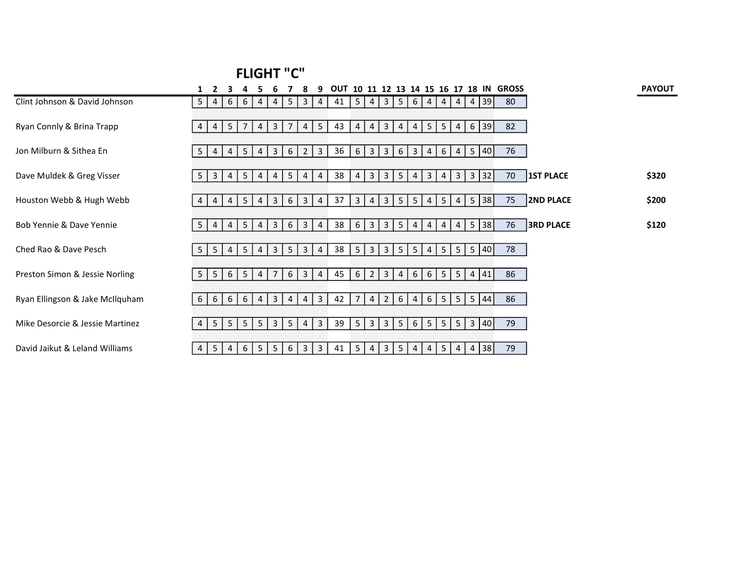## FLIGHT "C"

| | 1 | 2 | 3 | 4 | 5 | 6 | 7 | 8 | 9 | OUT | 10 | 11 | 12 | 13 | 14 | 15 | 16 | 17 | 18 | IN | GROSS | | PAYOUT |
|---|---|---|---|---|---|---|---|---|---|---|---|---|---|---|---|---|---|---|---|---|---|---|---|
| Clint Johnson & David Johnson | 5 | 4 | 6 | 6 | 4 | 4 | 5 | 3 | 4 | 41 | 5 | 4 | 3 | 5 | 6 | 4 | 4 | 4 | 4 | 39 | 80 | | |
| Ryan Connly & Brina Trapp | 4 | 4 | 5 | 7 | 4 | 3 | 7 | 4 | 5 | 43 | 4 | 4 | 3 | 4 | 4 | 5 | 5 | 4 | 6 | 39 | 82 | | |
| Jon Milburn & Sithea En | 5 | 4 | 4 | 5 | 4 | 3 | 6 | 2 | 3 | 36 | 6 | 3 | 3 | 6 | 3 | 4 | 6 | 4 | 5 | 40 | 76 | | |
| Dave Muldek & Greg Visser | 5 | 3 | 4 | 5 | 4 | 4 | 5 | 4 | 4 | 38 | 4 | 3 | 3 | 5 | 4 | 3 | 4 | 3 | 3 | 32 | 70 | **1ST PLACE** | **$320** |
| Houston Webb & Hugh Webb | 4 | 4 | 4 | 5 | 4 | 3 | 6 | 3 | 4 | 37 | 3 | 4 | 3 | 5 | 5 | 4 | 5 | 4 | 5 | 38 | 75 | **2ND PLACE** | **$200** |
| Bob Yennie & Dave Yennie | 5 | 4 | 4 | 5 | 4 | 3 | 6 | 3 | 4 | 38 | 6 | 3 | 3 | 5 | 4 | 4 | 4 | 4 | 5 | 38 | 76 | **3RD PLACE** | **$120** |
| Ched Rao & Dave Pesch | 5 | 5 | 4 | 5 | 4 | 3 | 5 | 3 | 4 | 38 | 5 | 3 | 3 | 5 | 5 | 4 | 5 | 5 | 5 | 40 | 78 | | |
| Preston Simon & Jessie Norling | 5 | 5 | 6 | 5 | 4 | 7 | 6 | 3 | 4 | 45 | 6 | 2 | 3 | 4 | 6 | 6 | 5 | 5 | 4 | 41 | 86 | | |
| Ryan Ellingson & Jake McIlquham | 6 | 6 | 6 | 6 | 4 | 3 | 4 | 4 | 3 | 42 | 7 | 4 | 2 | 6 | 4 | 6 | 5 | 5 | 5 | 44 | 86 | | |
| Mike Desorcie & Jessie Martinez | 4 | 5 | 5 | 5 | 5 | 3 | 5 | 4 | 3 | 39 | 5 | 3 | 3 | 5 | 6 | 5 | 5 | 5 | 3 | 40 | 79 | | |
| David Jaikut & Leland Williams | 4 | 5 | 4 | 6 | 5 | 5 | 6 | 3 | 3 | 41 | 5 | 4 | 3 | 5 | 4 | 4 | 5 | 4 | 4 | 38 | 79 | | |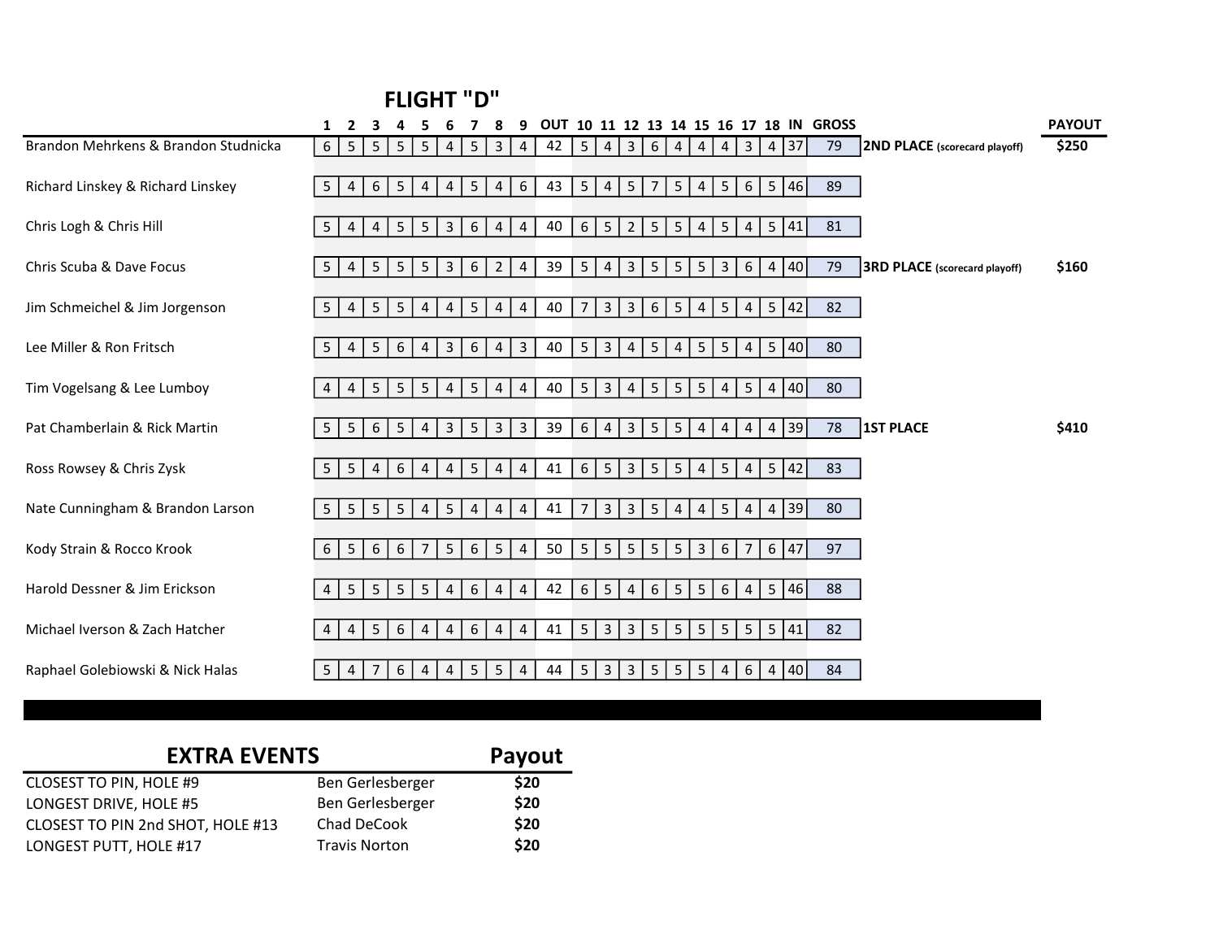## FLIGHT "D"

| | 1 | 2 | 3 | 4 | 5 | 6 | 7 | 8 | 9 | OUT | 10 | 11 | 12 | 13 | 14 | 15 | 16 | 17 | 18 | IN | GROSS | | PAYOUT |
|---|---|---|---|---|---|---|---|---|---|---|---|---|---|---|---|---|---|---|---|---|---|---|---|
| Brandon Mehrkens & Brandon Studnicka | 6 | 5 | 5 | 5 | 5 | 4 | 5 | 3 | 4 | 42 | 5 | 4 | 3 | 6 | 4 | 4 | 4 | 3 | 4 | 37 | 79 | **2ND PLACE** (scorecard playoff) | **$250** |
| Richard Linskey & Richard Linskey | 5 | 4 | 6 | 5 | 4 | 4 | 5 | 4 | 6 | 43 | 5 | 4 | 5 | 7 | 5 | 4 | 5 | 6 | 5 | 46 | 89 | | |
| Chris Logh & Chris Hill | 5 | 4 | 4 | 5 | 5 | 3 | 6 | 4 | 4 | 40 | 6 | 5 | 2 | 5 | 5 | 4 | 5 | 4 | 5 | 41 | 81 | | |
| Chris Scuba & Dave Focus | 5 | 4 | 5 | 5 | 5 | 3 | 6 | 2 | 4 | 39 | 5 | 4 | 3 | 5 | 5 | 5 | 3 | 6 | 4 | 40 | 79 | **3RD PLACE** (scorecard playoff) | **$160** |
| Jim Schmeichel & Jim Jorgenson | 5 | 4 | 5 | 5 | 4 | 4 | 5 | 4 | 4 | 40 | 7 | 3 | 3 | 6 | 5 | 4 | 5 | 4 | 5 | 42 | 82 | | |
| Lee Miller & Ron Fritsch | 5 | 4 | 5 | 6 | 4 | 3 | 6 | 4 | 3 | 40 | 5 | 3 | 4 | 5 | 4 | 5 | 5 | 4 | 5 | 40 | 80 | | |
| Tim Vogelsang & Lee Lumboy | 4 | 4 | 5 | 5 | 5 | 4 | 5 | 4 | 4 | 40 | 5 | 3 | 4 | 5 | 5 | 5 | 4 | 5 | 4 | 40 | 80 | | |
| Pat Chamberlain & Rick Martin | 5 | 5 | 6 | 5 | 4 | 3 | 5 | 3 | 3 | 39 | 6 | 4 | 3 | 5 | 5 | 4 | 4 | 4 | 4 | 39 | 78 | **1ST PLACE** | **$410** |
| Ross Rowsey & Chris Zysk | 5 | 5 | 4 | 6 | 4 | 4 | 5 | 4 | 4 | 41 | 6 | 5 | 3 | 5 | 5 | 4 | 5 | 4 | 5 | 42 | 83 | | |
| Nate Cunningham & Brandon Larson | 5 | 5 | 5 | 5 | 4 | 5 | 4 | 4 | 4 | 41 | 7 | 3 | 3 | 5 | 4 | 4 | 5 | 4 | 4 | 39 | 80 | | |
| Kody Strain & Rocco Krook | 6 | 5 | 6 | 6 | 7 | 5 | 6 | 5 | 4 | 50 | 5 | 5 | 5 | 5 | 5 | 3 | 6 | 7 | 6 | 47 | 97 | | |
| Harold Dessner & Jim Erickson | 4 | 5 | 5 | 5 | 5 | 4 | 6 | 4 | 4 | 42 | 6 | 5 | 4 | 6 | 5 | 5 | 6 | 4 | 5 | 46 | 88 | | |
| Michael Iverson & Zach Hatcher | 4 | 4 | 5 | 6 | 4 | 4 | 6 | 4 | 4 | 41 | 5 | 3 | 3 | 5 | 5 | 5 | 5 | 5 | 5 | 41 | 82 | | |
| Raphael Golebiowski & Nick Halas | 5 | 4 | 7 | 6 | 4 | 4 | 5 | 5 | 4 | 44 | 5 | 3 | 3 | 5 | 5 | 5 | 4 | 6 | 4 | 40 | 84 | | |

## EXTRA EVENTS

| EXTRA EVENTS | | Payout |
|---|---|---|
| CLOSEST TO PIN, HOLE #9 | Ben Gerlesberger | **$20** |
| LONGEST DRIVE, HOLE #5 | Ben Gerlesberger | **$20** |
| CLOSEST TO PIN 2nd SHOT, HOLE #13 | Chad DeCook | **$20** |
| LONGEST PUTT, HOLE #17 | Travis Norton | **$20** |